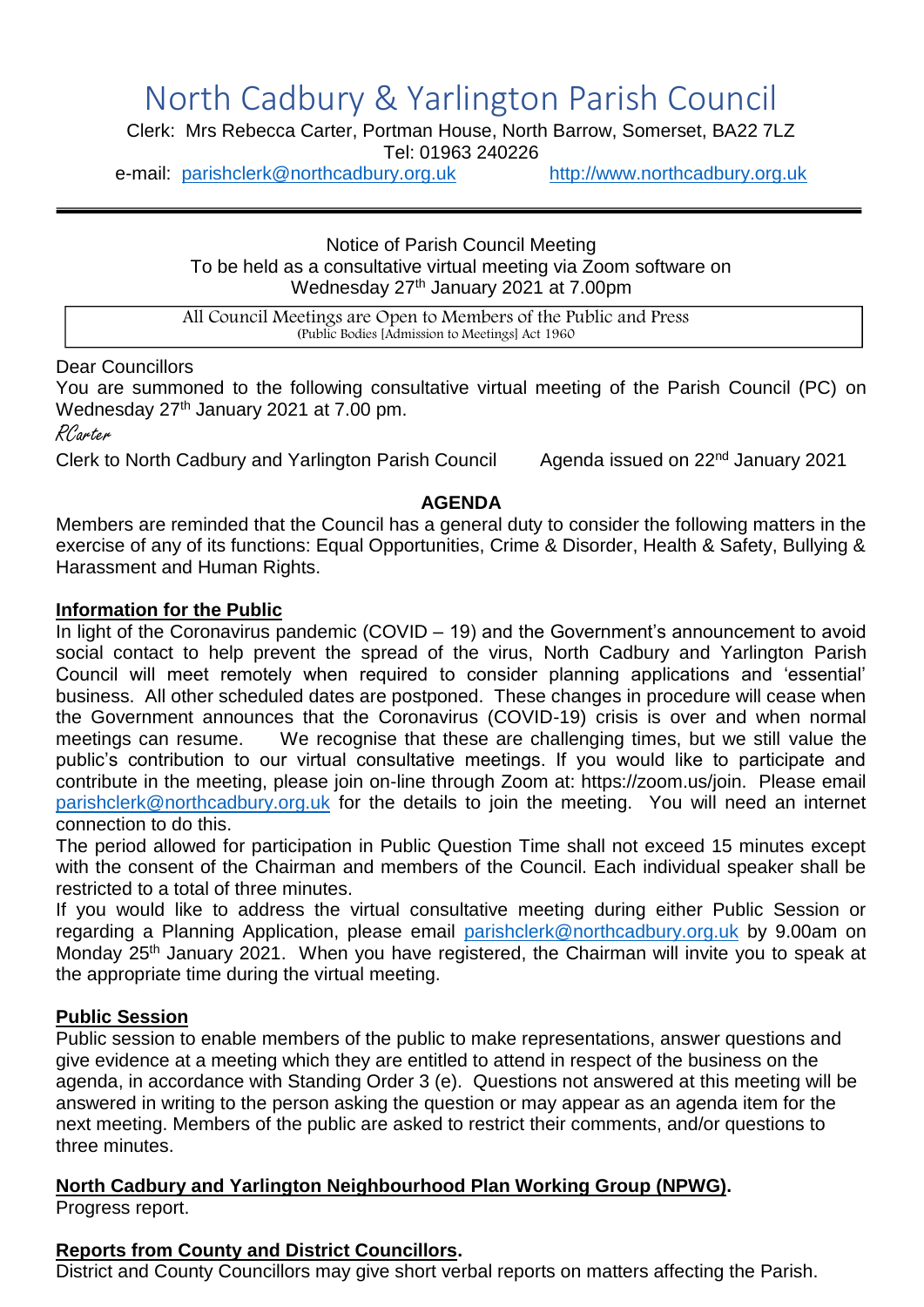# North Cadbury & Yarlington Parish Council

Clerk: Mrs Rebecca Carter, Portman House, North Barrow, Somerset, BA22 7LZ
Tel: 01963 240226
e-mail: parishclerk@northcadbury.org.uk http://www.northcadbury.org.uk

Notice of Parish Council Meeting
To be held as a consultative virtual meeting via Zoom software on
Wednesday 27th January 2021 at 7.00pm

All Council Meetings are Open to Members of the Public and Press
(Public Bodies [Admission to Meetings] Act 1960

Dear Councillors

You are summoned to the following consultative virtual meeting of the Parish Council (PC) on Wednesday 27th January 2021 at 7.00 pm.

RCarter

Clerk to North Cadbury and Yarlington Parish Council     Agenda issued on 22nd January 2021

## AGENDA

Members are reminded that the Council has a general duty to consider the following matters in the exercise of any of its functions: Equal Opportunities, Crime & Disorder, Health & Safety, Bullying & Harassment and Human Rights.

### Information for the Public

In light of the Coronavirus pandemic (COVID – 19) and the Government's announcement to avoid social contact to help prevent the spread of the virus, North Cadbury and Yarlington Parish Council will meet remotely when required to consider planning applications and 'essential' business. All other scheduled dates are postponed. These changes in procedure will cease when the Government announces that the Coronavirus (COVID-19) crisis is over and when normal meetings can resume. We recognise that these are challenging times, but we still value the public's contribution to our virtual consultative meetings. If you would like to participate and contribute in the meeting, please join on-line through Zoom at: https://zoom.us/join. Please email parishclerk@northcadbury.org.uk for the details to join the meeting. You will need an internet connection to do this.

The period allowed for participation in Public Question Time shall not exceed 15 minutes except with the consent of the Chairman and members of the Council. Each individual speaker shall be restricted to a total of three minutes.

If you would like to address the virtual consultative meeting during either Public Session or regarding a Planning Application, please email parishclerk@northcadbury.org.uk by 9.00am on Monday 25th January 2021. When you have registered, the Chairman will invite you to speak at the appropriate time during the virtual meeting.

### Public Session

Public session to enable members of the public to make representations, answer questions and give evidence at a meeting which they are entitled to attend in respect of the business on the agenda, in accordance with Standing Order 3 (e). Questions not answered at this meeting will be answered in writing to the person asking the question or may appear as an agenda item for the next meeting. Members of the public are asked to restrict their comments, and/or questions to three minutes.

### North Cadbury and Yarlington Neighbourhood Plan Working Group (NPWG).

Progress report.

### Reports from County and District Councillors.

District and County Councillors may give short verbal reports on matters affecting the Parish.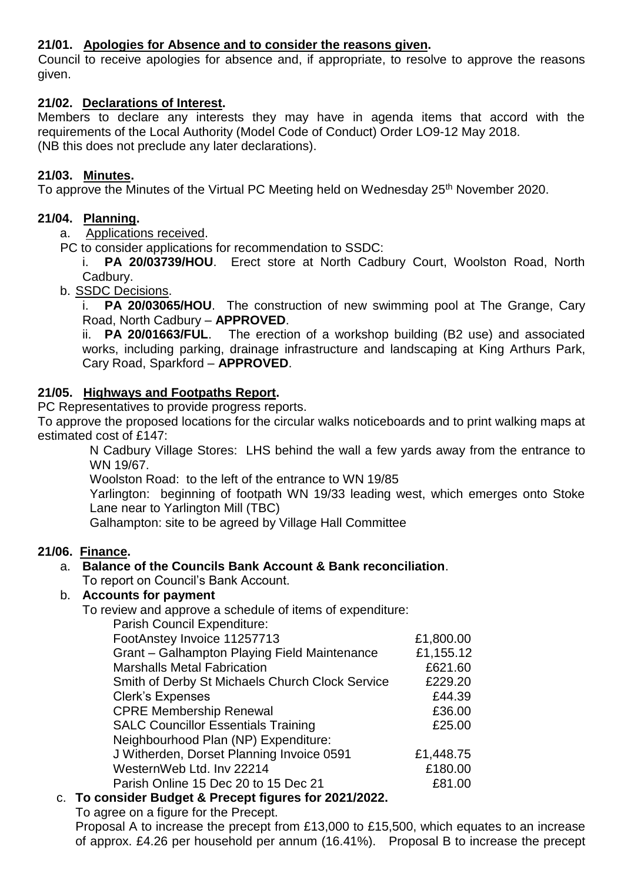### 21/01. Apologies for Absence and to consider the reasons given.

Council to receive apologies for absence and, if appropriate, to resolve to approve the reasons given.

### 21/02. Declarations of Interest.

Members to declare any interests they may have in agenda items that accord with the requirements of the Local Authority (Model Code of Conduct) Order LO9-12 May 2018.
(NB this does not preclude any later declarations).

### 21/03. Minutes.

To approve the Minutes of the Virtual PC Meeting held on Wednesday 25th November 2020.

### 21/04. Planning.

a. Applications received.

PC to consider applications for recommendation to SSDC:

i. **PA 20/03739/HOU**. Erect store at North Cadbury Court, Woolston Road, North Cadbury.

b. SSDC Decisions.

i. **PA 20/03065/HOU**. The construction of new swimming pool at The Grange, Cary Road, North Cadbury – **APPROVED**.

ii. **PA 20/01663/FUL**. The erection of a workshop building (B2 use) and associated works, including parking, drainage infrastructure and landscaping at King Arthurs Park, Cary Road, Sparkford – **APPROVED**.

### 21/05. Highways and Footpaths Report.

PC Representatives to provide progress reports.

To approve the proposed locations for the circular walks noticeboards and to print walking maps at estimated cost of £147:

N Cadbury Village Stores: LHS behind the wall a few yards away from the entrance to WN 19/67.

Woolston Road: to the left of the entrance to WN 19/85

Yarlington: beginning of footpath WN 19/33 leading west, which emerges onto Stoke Lane near to Yarlington Mill (TBC)

Galhampton: site to be agreed by Village Hall Committee

### 21/06. Finance.

a. **Balance of the Councils Bank Account & Bank reconciliation**.

To report on Council's Bank Account.

b. **Accounts for payment**

To review and approve a schedule of items of expenditure:

| Parish Council Expenditure: | |
|---|---|
| FootAnstey Invoice 11257713 | £1,800.00 |
| Grant – Galhampton Playing Field Maintenance | £1,155.12 |
| Marshalls Metal Fabrication | £621.60 |
| Smith of Derby St Michaels Church Clock Service | £229.20 |
| Clerk's Expenses | £44.39 |
| CPRE Membership Renewal | £36.00 |
| SALC Councillor Essentials Training | £25.00 |
| Neighbourhood Plan (NP) Expenditure: | |
| J Witherden, Dorset Planning Invoice 0591 | £1,448.75 |
| WesternWeb Ltd. Inv 22214 | £180.00 |
| Parish Online 15 Dec 20 to 15 Dec 21 | £81.00 |

c. **To consider Budget & Precept figures for 2021/2022.**

To agree on a figure for the Precept.

Proposal A to increase the precept from £13,000 to £15,500, which equates to an increase of approx. £4.26 per household per annum (16.41%). Proposal B to increase the precept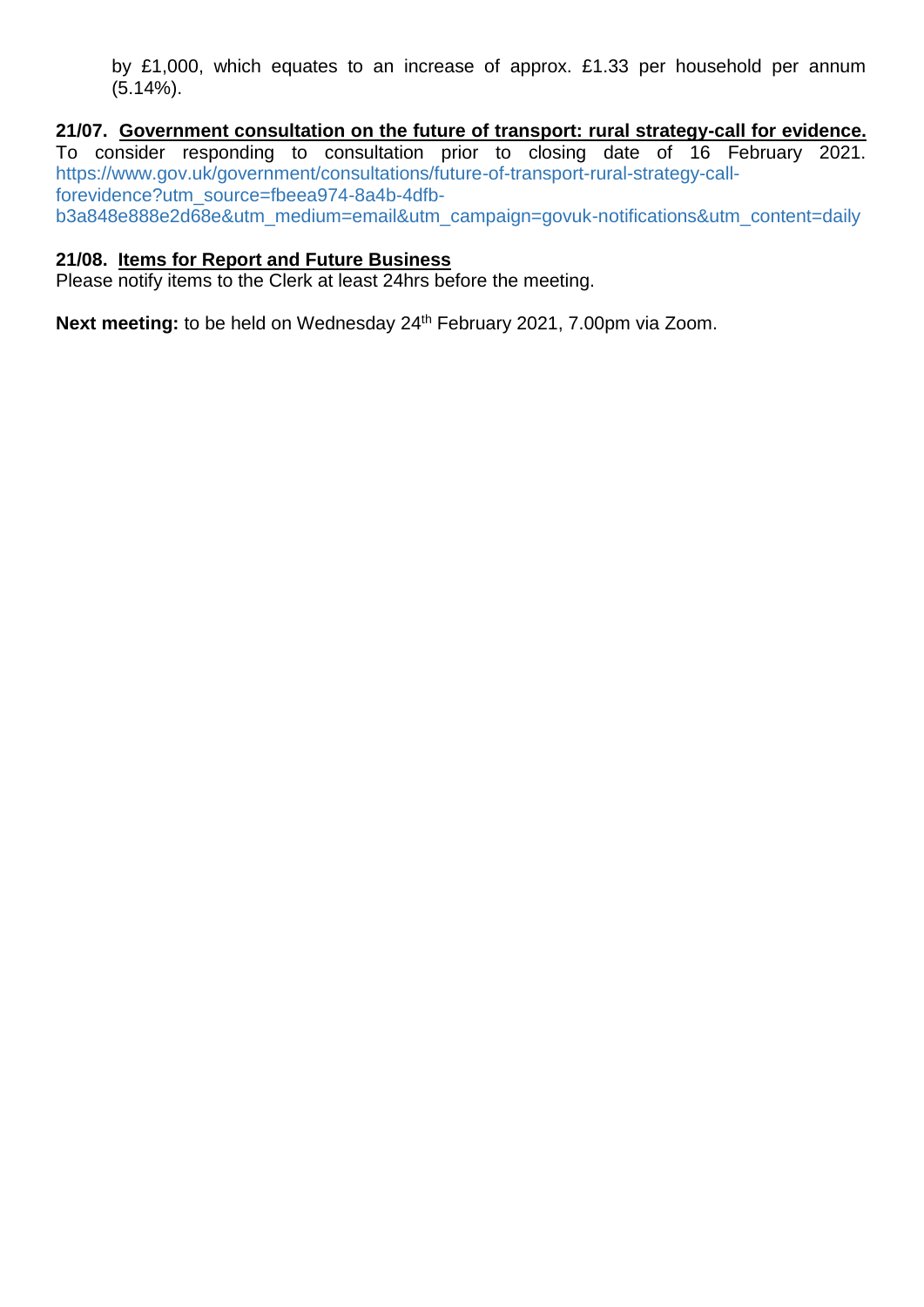by £1,000, which equates to an increase of approx. £1.33 per household per annum (5.14%).

**21/07. Government consultation on the future of transport: rural strategy-call for evidence.**
To consider responding to consultation prior to closing date of 16 February 2021. https://www.gov.uk/government/consultations/future-of-transport-rural-strategy-call-forevidence?utm_source=fbeea974-8a4b-4dfb-b3a848e888e2d68e&utm_medium=email&utm_campaign=govuk-notifications&utm_content=daily

**21/08. Items for Report and Future Business**
Please notify items to the Clerk at least 24hrs before the meeting.

**Next meeting:** to be held on Wednesday 24th February 2021, 7.00pm via Zoom.